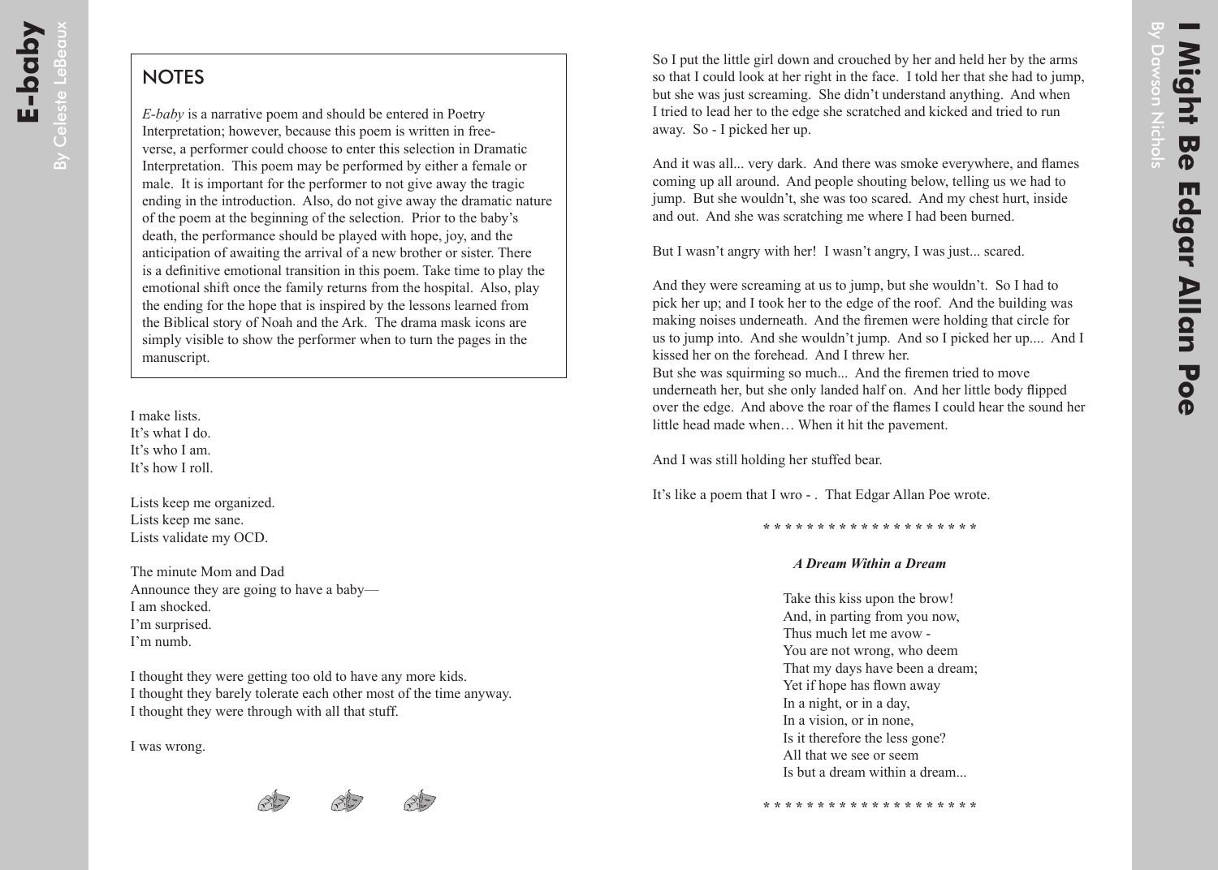# E-baby

By Celeste LeBeaux

## NOTES

*E-baby* is a narrative poem and should be entered in Poetry Interpretation; however, because this poem is written in free-verse, a performer could choose to enter this selection in Dramatic Interpretation. This poem may be performed by either a female or male. It is important for the performer to not give away the tragic ending in the introduction. Also, do not give away the dramatic nature of the poem at the beginning of the selection. Prior to the baby's death, the performance should be played with hope, joy, and the anticipation of awaiting the arrival of a new brother or sister. There is a definitive emotional transition in this poem. Take time to play the emotional shift once the family returns from the hospital. Also, play the ending for the hope that is inspired by the lessons learned from the Biblical story of Noah and the Ark. The drama mask icons are simply visible to show the performer when to turn the pages in the manuscript.

I make lists.
It's what I do.
It's who I am.
It's how I roll.

Lists keep me organized.
Lists keep me sane.
Lists validate my OCD.

The minute Mom and Dad
Announce they are going to have a baby—
I am shocked.
I'm surprised.
I'm numb.

I thought they were getting too old to have any more kids.
I thought they barely tolerate each other most of the time anyway.
I thought they were through with all that stuff.

I was wrong.

# I Might Be Edgar Allan Poe

By Dawson Nichols

So I put the little girl down and crouched by her and held her by the arms so that I could look at her right in the face. I told her that she had to jump, but she was just screaming. She didn't understand anything. And when I tried to lead her to the edge she scratched and kicked and tried to run away. So - I picked her up.

And it was all... very dark. And there was smoke everywhere, and flames coming up all around. And people shouting below, telling us we had to jump. But she wouldn't, she was too scared. And my chest hurt, inside and out. And she was scratching me where I had been burned.

But I wasn't angry with her! I wasn't angry, I was just... scared.

And they were screaming at us to jump, but she wouldn't. So I had to pick her up; and I took her to the edge of the roof. And the building was making noises underneath. And the firemen were holding that circle for us to jump into. And she wouldn't jump. And so I picked her up.... And I kissed her on the forehead. And I threw her.
But she was squirming so much... And the firemen tried to move underneath her, but she only landed half on. And her little body flipped over the edge. And above the roar of the flames I could hear the sound her little head made when… When it hit the pavement.

And I was still holding her stuffed bear.

It's like a poem that I wro - . That Edgar Allan Poe wrote.

* * * * * * * * * * * * * * * * * * * *

***A Dream Within a Dream***

Take this kiss upon the brow!
And, in parting from you now,
Thus much let me avow -
You are not wrong, who deem
That my days have been a dream;
Yet if hope has flown away
In a night, or in a day,
In a vision, or in none,
Is it therefore the less gone?
All that we see or seem
Is but a dream within a dream...

* * * * * * * * * * * * * * * * * * * *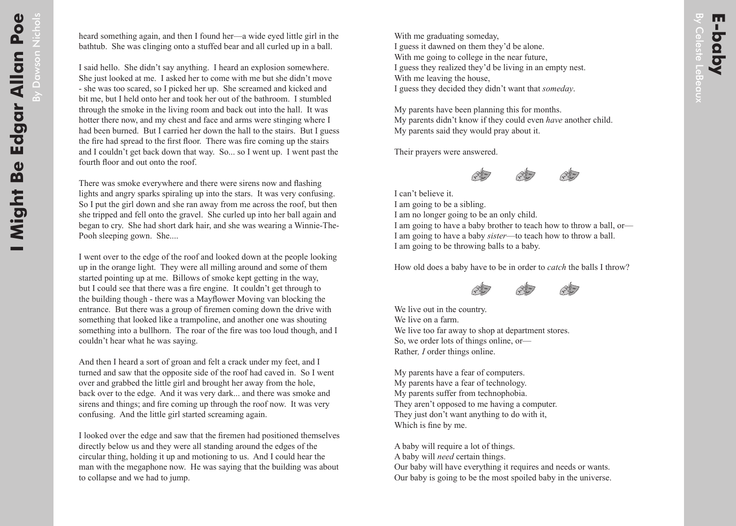heard something again, and then I found her—a wide eyed little girl in the bathtub. She was clinging onto a stuffed bear and all curled up in a ball.

I said hello. She didn't say anything. I heard an explosion somewhere. She just looked at me. I asked her to come with me but she didn't move - she was too scared, so I picked her up. She screamed and kicked and bit me, but I held onto her and took her out of the bathroom. I stumbled through the smoke in the living room and back out into the hall. It was hotter there now, and my chest and face and arms were stinging where I had been burned. But I carried her down the hall to the stairs. But I guess the fire had spread to the first floor. There was fire coming up the stairs and I couldn't get back down that way. So... so I went up. I went past the fourth floor and out onto the roof.

There was smoke everywhere and there were sirens now and flashing lights and angry sparks spiraling up into the stars. It was very confusing. So I put the girl down and she ran away from me across the roof, but then she tripped and fell onto the gravel. She curled up into her ball again and began to cry. She had short dark hair, and she was wearing a Winnie-The-Pooh sleeping gown. She....

I went over to the edge of the roof and looked down at the people looking up in the orange light. They were all milling around and some of them started pointing up at me. Billows of smoke kept getting in the way, but I could see that there was a fire engine. It couldn't get through to the building though - there was a Mayflower Moving van blocking the entrance. But there was a group of firemen coming down the drive with something that looked like a trampoline, and another one was shouting something into a bullhorn. The roar of the fire was too loud though, and I couldn't hear what he was saying.

And then I heard a sort of groan and felt a crack under my feet, and I turned and saw that the opposite side of the roof had caved in. So I went over and grabbed the little girl and brought her away from the hole, back over to the edge. And it was very dark... and there was smoke and sirens and things; and fire coming up through the roof now. It was very confusing. And the little girl started screaming again.

I looked over the edge and saw that the firemen had positioned themselves directly below us and they were all standing around the edges of the circular thing, holding it up and motioning to us. And I could hear the man with the megaphone now. He was saying that the building was about to collapse and we had to jump.

With me graduating someday,
I guess it dawned on them they'd be alone.
With me going to college in the near future,
I guess they realized they'd be living in an empty nest.
With me leaving the house,
I guess they decided they didn't want that *someday*.

My parents have been planning this for months.
My parents didn't know if they could even *have* another child.
My parents said they would pray about it.

Their prayers were answered.

---

I can't believe it.
I am going to be a sibling.
I am no longer going to be an only child.
I am going to have a baby brother to teach how to throw a ball, or—
I am going to have a baby *sister*—to teach how to throw a ball.
I am going to be throwing balls to a baby.

How old does a baby have to be in order to *catch* the balls I throw?

---

We live out in the country.
We live on a farm.
We live too far away to shop at department stores.
So, we order lots of things online, or—
Rather*, I* order things online.

My parents have a fear of computers.
My parents have a fear of technology.
My parents suffer from technophobia.
They aren't opposed to me having a computer.
They just don't want anything to do with it,
Which is fine by me.

A baby will require a lot of things.
A baby will *need* certain things.
Our baby will have everything it requires and needs or wants.
Our baby is going to be the most spoiled baby in the universe.